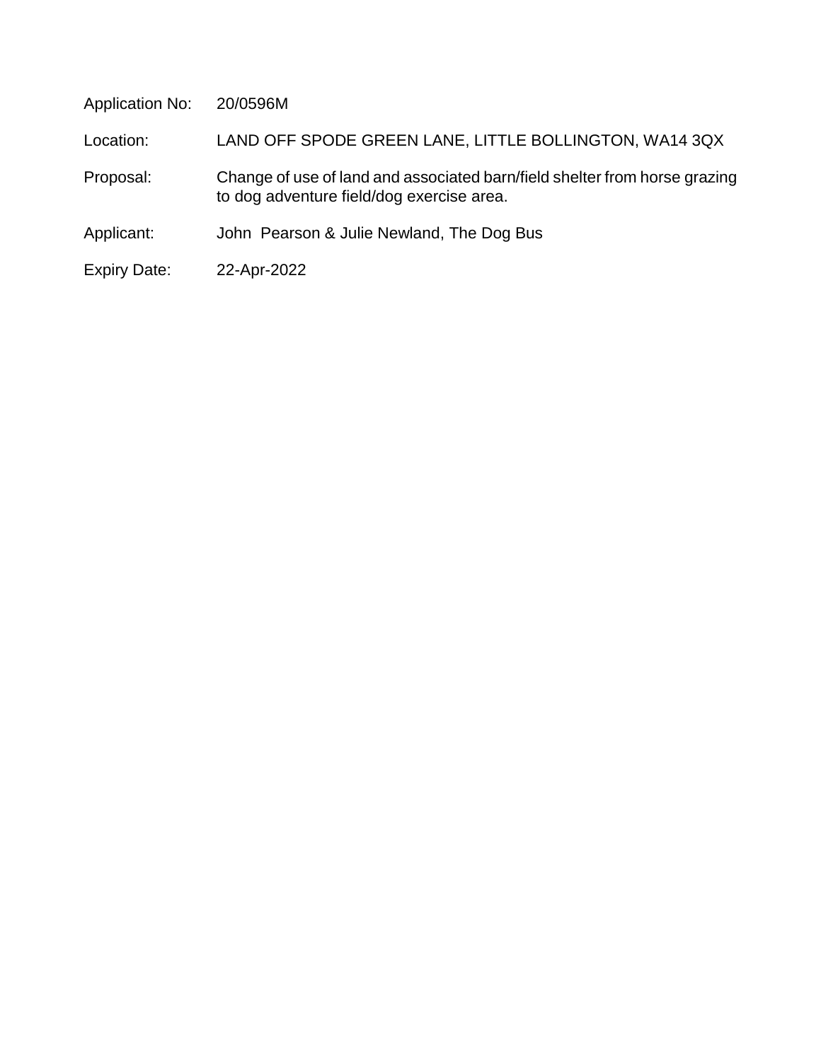| | |
|---|---|
| Application No: | 20/0596M |
| Location: | LAND OFF SPODE GREEN LANE, LITTLE BOLLINGTON, WA14 3QX |
| Proposal: | Change of use of land and associated barn/field shelter from horse grazing to dog adventure field/dog exercise area. |
| Applicant: | John Pearson & Julie Newland, The Dog Bus |
| Expiry Date: | 22-Apr-2022 |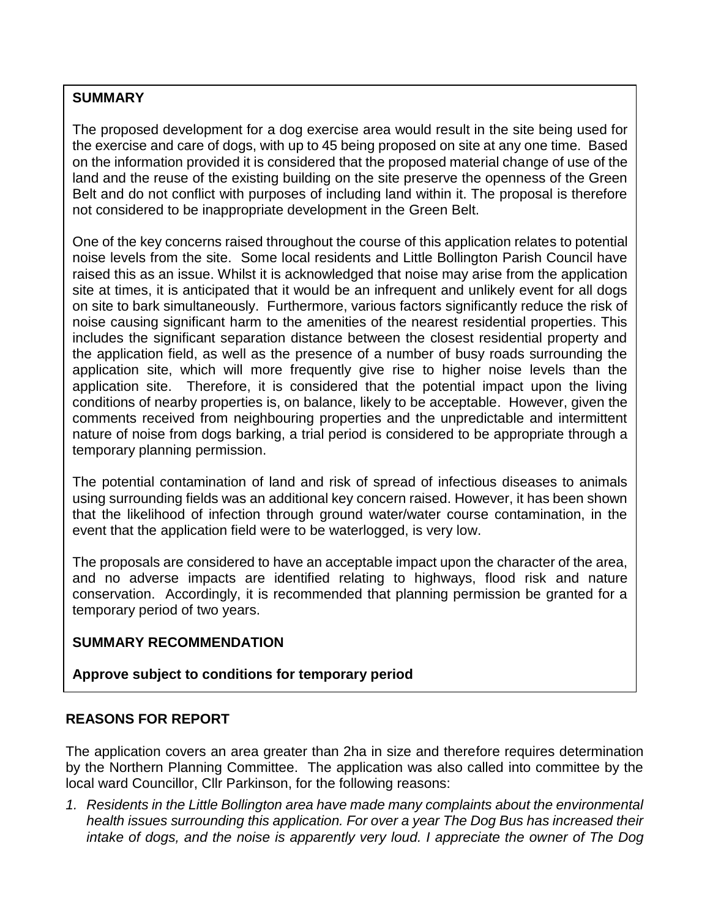## SUMMARY

The proposed development for a dog exercise area would result in the site being used for the exercise and care of dogs, with up to 45 being proposed on site at any one time. Based on the information provided it is considered that the proposed material change of use of the land and the reuse of the existing building on the site preserve the openness of the Green Belt and do not conflict with purposes of including land within it. The proposal is therefore not considered to be inappropriate development in the Green Belt.

One of the key concerns raised throughout the course of this application relates to potential noise levels from the site. Some local residents and Little Bollington Parish Council have raised this as an issue. Whilst it is acknowledged that noise may arise from the application site at times, it is anticipated that it would be an infrequent and unlikely event for all dogs on site to bark simultaneously. Furthermore, various factors significantly reduce the risk of noise causing significant harm to the amenities of the nearest residential properties. This includes the significant separation distance between the closest residential property and the application field, as well as the presence of a number of busy roads surrounding the application site, which will more frequently give rise to higher noise levels than the application site. Therefore, it is considered that the potential impact upon the living conditions of nearby properties is, on balance, likely to be acceptable. However, given the comments received from neighbouring properties and the unpredictable and intermittent nature of noise from dogs barking, a trial period is considered to be appropriate through a temporary planning permission.

The potential contamination of land and risk of spread of infectious diseases to animals using surrounding fields was an additional key concern raised. However, it has been shown that the likelihood of infection through ground water/water course contamination, in the event that the application field were to be waterlogged, is very low.

The proposals are considered to have an acceptable impact upon the character of the area, and no adverse impacts are identified relating to highways, flood risk and nature conservation. Accordingly, it is recommended that planning permission be granted for a temporary period of two years.

## SUMMARY RECOMMENDATION

**Approve subject to conditions for temporary period**

## REASONS FOR REPORT

The application covers an area greater than 2ha in size and therefore requires determination by the Northern Planning Committee. The application was also called into committee by the local ward Councillor, Cllr Parkinson, for the following reasons:

1. *Residents in the Little Bollington area have made many complaints about the environmental health issues surrounding this application. For over a year The Dog Bus has increased their intake of dogs, and the noise is apparently very loud. I appreciate the owner of The Dog*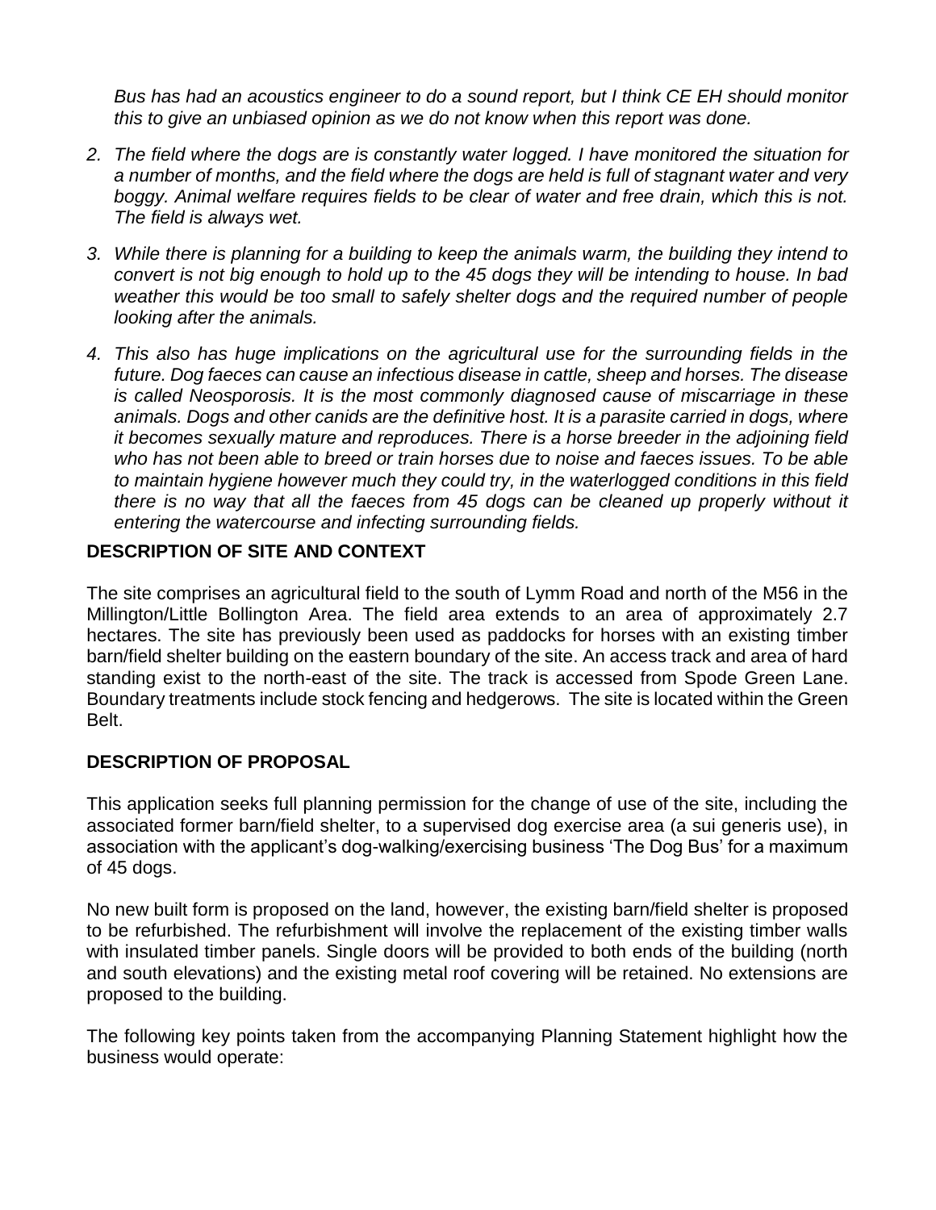*Bus has had an acoustics engineer to do a sound report, but I think CE EH should monitor this to give an unbiased opinion as we do not know when this report was done.*

2. *The field where the dogs are is constantly water logged. I have monitored the situation for a number of months, and the field where the dogs are held is full of stagnant water and very boggy. Animal welfare requires fields to be clear of water and free drain, which this is not. The field is always wet.*
3. *While there is planning for a building to keep the animals warm, the building they intend to convert is not big enough to hold up to the 45 dogs they will be intending to house. In bad weather this would be too small to safely shelter dogs and the required number of people looking after the animals.*
4. *This also has huge implications on the agricultural use for the surrounding fields in the future. Dog faeces can cause an infectious disease in cattle, sheep and horses. The disease is called Neosporosis. It is the most commonly diagnosed cause of miscarriage in these animals. Dogs and other canids are the definitive host. It is a parasite carried in dogs, where it becomes sexually mature and reproduces. There is a horse breeder in the adjoining field who has not been able to breed or train horses due to noise and faeces issues. To be able to maintain hygiene however much they could try, in the waterlogged conditions in this field there is no way that all the faeces from 45 dogs can be cleaned up properly without it entering the watercourse and infecting surrounding fields.*

## DESCRIPTION OF SITE AND CONTEXT

The site comprises an agricultural field to the south of Lymm Road and north of the M56 in the Millington/Little Bollington Area. The field area extends to an area of approximately 2.7 hectares. The site has previously been used as paddocks for horses with an existing timber barn/field shelter building on the eastern boundary of the site. An access track and area of hard standing exist to the north-east of the site. The track is accessed from Spode Green Lane. Boundary treatments include stock fencing and hedgerows. The site is located within the Green Belt.

## DESCRIPTION OF PROPOSAL

This application seeks full planning permission for the change of use of the site, including the associated former barn/field shelter, to a supervised dog exercise area (a sui generis use), in association with the applicant's dog-walking/exercising business 'The Dog Bus' for a maximum of 45 dogs.

No new built form is proposed on the land, however, the existing barn/field shelter is proposed to be refurbished. The refurbishment will involve the replacement of the existing timber walls with insulated timber panels. Single doors will be provided to both ends of the building (north and south elevations) and the existing metal roof covering will be retained. No extensions are proposed to the building.

The following key points taken from the accompanying Planning Statement highlight how the business would operate: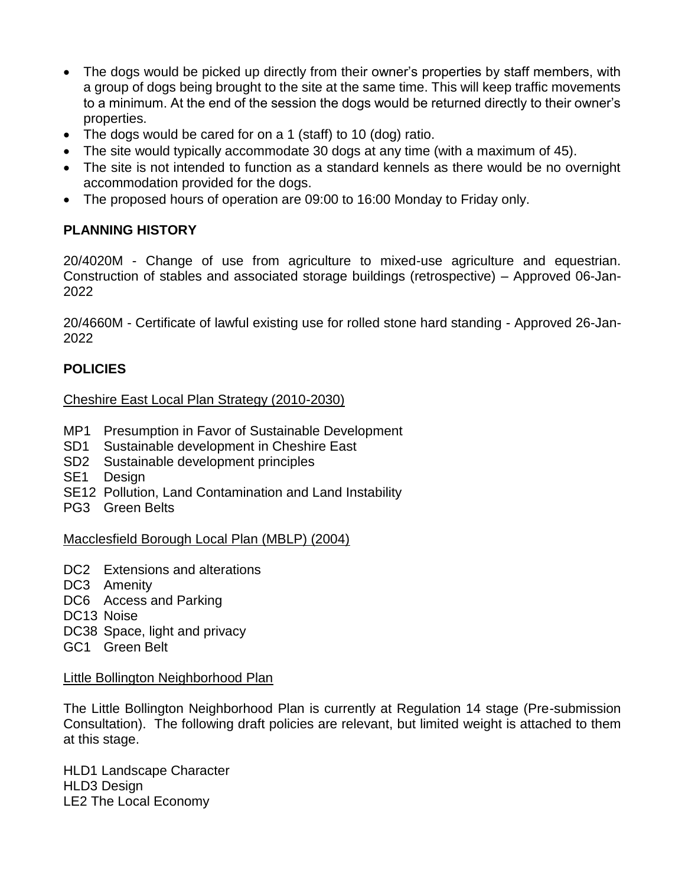- The dogs would be picked up directly from their owner's properties by staff members, with a group of dogs being brought to the site at the same time. This will keep traffic movements to a minimum. At the end of the session the dogs would be returned directly to their owner's properties.
- The dogs would be cared for on a 1 (staff) to 10 (dog) ratio.
- The site would typically accommodate 30 dogs at any time (with a maximum of 45).
- The site is not intended to function as a standard kennels as there would be no overnight accommodation provided for the dogs.
- The proposed hours of operation are 09:00 to 16:00 Monday to Friday only.

## PLANNING HISTORY

20/4020M - Change of use from agriculture to mixed-use agriculture and equestrian. Construction of stables and associated storage buildings (retrospective) – Approved 06-Jan-2022

20/4660M - Certificate of lawful existing use for rolled stone hard standing - Approved 26-Jan-2022

## POLICIES

Cheshire East Local Plan Strategy (2010-2030)

MP1 Presumption in Favor of Sustainable Development
SD1 Sustainable development in Cheshire East
SD2 Sustainable development principles
SE1 Design
SE12 Pollution, Land Contamination and Land Instability
PG3 Green Belts

Macclesfield Borough Local Plan (MBLP) (2004)

DC2 Extensions and alterations
DC3 Amenity
DC6 Access and Parking
DC13 Noise
DC38 Space, light and privacy
GC1 Green Belt

Little Bollington Neighborhood Plan

The Little Bollington Neighborhood Plan is currently at Regulation 14 stage (Pre-submission Consultation). The following draft policies are relevant, but limited weight is attached to them at this stage.

HLD1 Landscape Character
HLD3 Design
LE2 The Local Economy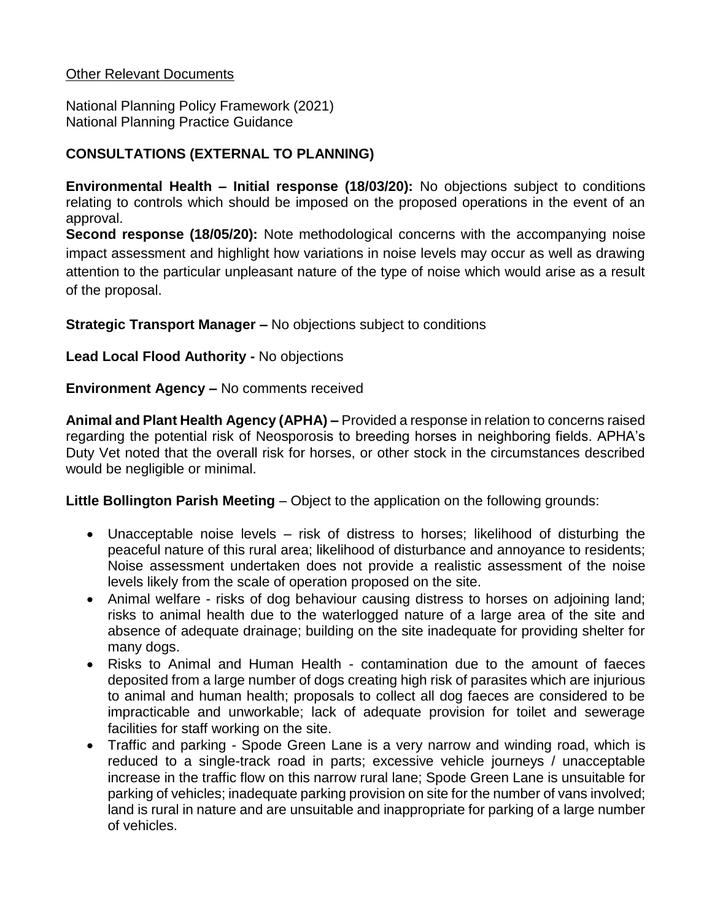Other Relevant Documents

National Planning Policy Framework (2021)
National Planning Practice Guidance

**CONSULTATIONS (EXTERNAL TO PLANNING)**

**Environmental Health – Initial response (18/03/20):** No objections subject to conditions relating to controls which should be imposed on the proposed operations in the event of an approval.
**Second response (18/05/20):** Note methodological concerns with the accompanying noise impact assessment and highlight how variations in noise levels may occur as well as drawing attention to the particular unpleasant nature of the type of noise which would arise as a result of the proposal.

**Strategic Transport Manager –** No objections subject to conditions

**Lead Local Flood Authority -** No objections

**Environment Agency –** No comments received

**Animal and Plant Health Agency (APHA) –** Provided a response in relation to concerns raised regarding the potential risk of Neosporosis to breeding horses in neighboring fields. APHA's Duty Vet noted that the overall risk for horses, or other stock in the circumstances described would be negligible or minimal.

**Little Bollington Parish Meeting** – Object to the application on the following grounds:

- Unacceptable noise levels – risk of distress to horses; likelihood of disturbing the peaceful nature of this rural area; likelihood of disturbance and annoyance to residents; Noise assessment undertaken does not provide a realistic assessment of the noise levels likely from the scale of operation proposed on the site.
- Animal welfare - risks of dog behaviour causing distress to horses on adjoining land; risks to animal health due to the waterlogged nature of a large area of the site and absence of adequate drainage; building on the site inadequate for providing shelter for many dogs.
- Risks to Animal and Human Health - contamination due to the amount of faeces deposited from a large number of dogs creating high risk of parasites which are injurious to animal and human health; proposals to collect all dog faeces are considered to be impracticable and unworkable; lack of adequate provision for toilet and sewerage facilities for staff working on the site.
- Traffic and parking - Spode Green Lane is a very narrow and winding road, which is reduced to a single-track road in parts; excessive vehicle journeys / unacceptable increase in the traffic flow on this narrow rural lane; Spode Green Lane is unsuitable for parking of vehicles; inadequate parking provision on site for the number of vans involved; land is rural in nature and are unsuitable and inappropriate for parking of a large number of vehicles.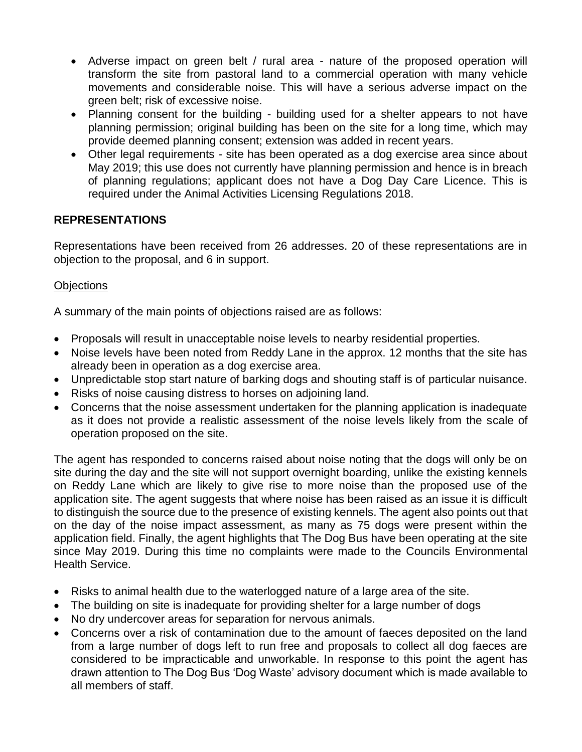- Adverse impact on green belt / rural area - nature of the proposed operation will transform the site from pastoral land to a commercial operation with many vehicle movements and considerable noise. This will have a serious adverse impact on the green belt; risk of excessive noise.
- Planning consent for the building - building used for a shelter appears to not have planning permission; original building has been on the site for a long time, which may provide deemed planning consent; extension was added in recent years.
- Other legal requirements - site has been operated as a dog exercise area since about May 2019; this use does not currently have planning permission and hence is in breach of planning regulations; applicant does not have a Dog Day Care Licence. This is required under the Animal Activities Licensing Regulations 2018.

## REPRESENTATIONS

Representations have been received from 26 addresses. 20 of these representations are in objection to the proposal, and 6 in support.

### Objections

A summary of the main points of objections raised are as follows:

- Proposals will result in unacceptable noise levels to nearby residential properties.
- Noise levels have been noted from Reddy Lane in the approx. 12 months that the site has already been in operation as a dog exercise area.
- Unpredictable stop start nature of barking dogs and shouting staff is of particular nuisance.
- Risks of noise causing distress to horses on adjoining land.
- Concerns that the noise assessment undertaken for the planning application is inadequate as it does not provide a realistic assessment of the noise levels likely from the scale of operation proposed on the site.

The agent has responded to concerns raised about noise noting that the dogs will only be on site during the day and the site will not support overnight boarding, unlike the existing kennels on Reddy Lane which are likely to give rise to more noise than the proposed use of the application site. The agent suggests that where noise has been raised as an issue it is difficult to distinguish the source due to the presence of existing kennels. The agent also points out that on the day of the noise impact assessment, as many as 75 dogs were present within the application field. Finally, the agent highlights that The Dog Bus have been operating at the site since May 2019. During this time no complaints were made to the Councils Environmental Health Service.

- Risks to animal health due to the waterlogged nature of a large area of the site.
- The building on site is inadequate for providing shelter for a large number of dogs
- No dry undercover areas for separation for nervous animals.
- Concerns over a risk of contamination due to the amount of faeces deposited on the land from a large number of dogs left to run free and proposals to collect all dog faeces are considered to be impracticable and unworkable. In response to this point the agent has drawn attention to The Dog Bus 'Dog Waste' advisory document which is made available to all members of staff.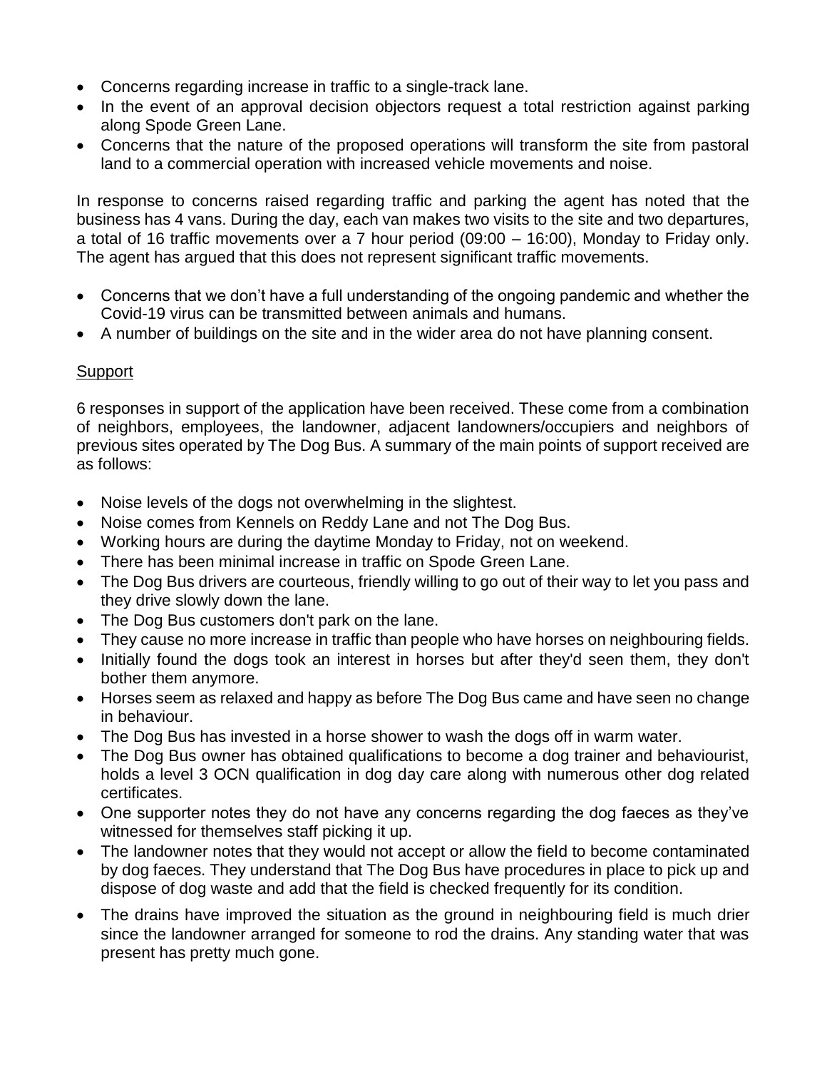- Concerns regarding increase in traffic to a single-track lane.
- In the event of an approval decision objectors request a total restriction against parking along Spode Green Lane.
- Concerns that the nature of the proposed operations will transform the site from pastoral land to a commercial operation with increased vehicle movements and noise.

In response to concerns raised regarding traffic and parking the agent has noted that the business has 4 vans. During the day, each van makes two visits to the site and two departures, a total of 16 traffic movements over a 7 hour period (09:00 – 16:00), Monday to Friday only. The agent has argued that this does not represent significant traffic movements.

- Concerns that we don't have a full understanding of the ongoing pandemic and whether the Covid-19 virus can be transmitted between animals and humans.
- A number of buildings on the site and in the wider area do not have planning consent.

Support

6 responses in support of the application have been received. These come from a combination of neighbors, employees, the landowner, adjacent landowners/occupiers and neighbors of previous sites operated by The Dog Bus. A summary of the main points of support received are as follows:

- Noise levels of the dogs not overwhelming in the slightest.
- Noise comes from Kennels on Reddy Lane and not The Dog Bus.
- Working hours are during the daytime Monday to Friday, not on weekend.
- There has been minimal increase in traffic on Spode Green Lane.
- The Dog Bus drivers are courteous, friendly willing to go out of their way to let you pass and they drive slowly down the lane.
- The Dog Bus customers don't park on the lane.
- They cause no more increase in traffic than people who have horses on neighbouring fields.
- Initially found the dogs took an interest in horses but after they'd seen them, they don't bother them anymore.
- Horses seem as relaxed and happy as before The Dog Bus came and have seen no change in behaviour.
- The Dog Bus has invested in a horse shower to wash the dogs off in warm water.
- The Dog Bus owner has obtained qualifications to become a dog trainer and behaviourist, holds a level 3 OCN qualification in dog day care along with numerous other dog related certificates.
- One supporter notes they do not have any concerns regarding the dog faeces as they've witnessed for themselves staff picking it up.
- The landowner notes that they would not accept or allow the field to become contaminated by dog faeces. They understand that The Dog Bus have procedures in place to pick up and dispose of dog waste and add that the field is checked frequently for its condition.
- The drains have improved the situation as the ground in neighbouring field is much drier since the landowner arranged for someone to rod the drains. Any standing water that was present has pretty much gone.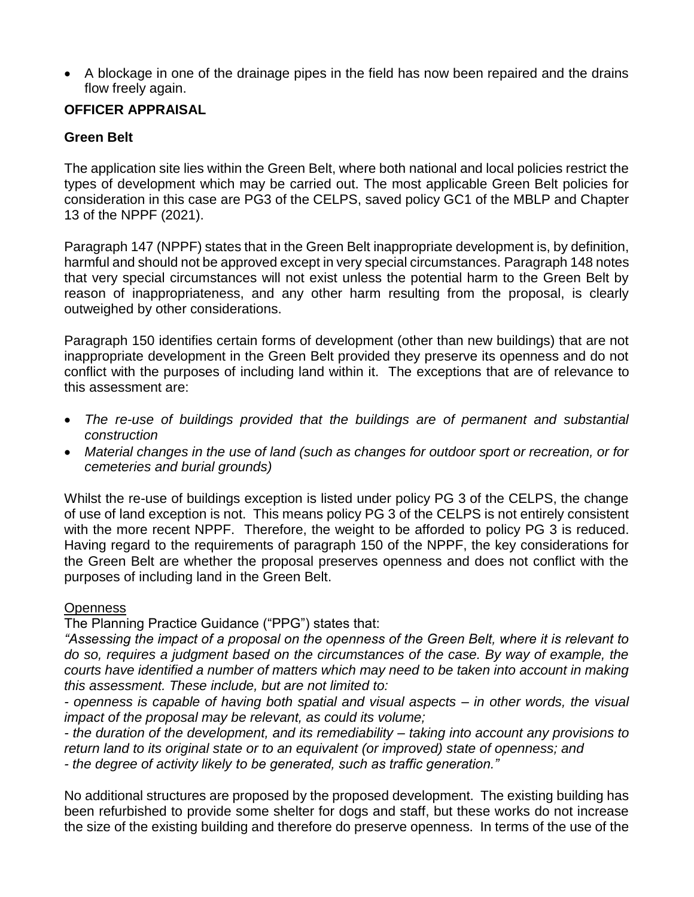- A blockage in one of the drainage pipes in the field has now been repaired and the drains flow freely again.

**OFFICER APPRAISAL**

**Green Belt**

The application site lies within the Green Belt, where both national and local policies restrict the types of development which may be carried out. The most applicable Green Belt policies for consideration in this case are PG3 of the CELPS, saved policy GC1 of the MBLP and Chapter 13 of the NPPF (2021).

Paragraph 147 (NPPF) states that in the Green Belt inappropriate development is, by definition, harmful and should not be approved except in very special circumstances. Paragraph 148 notes that very special circumstances will not exist unless the potential harm to the Green Belt by reason of inappropriateness, and any other harm resulting from the proposal, is clearly outweighed by other considerations.

Paragraph 150 identifies certain forms of development (other than new buildings) that are not inappropriate development in the Green Belt provided they preserve its openness and do not conflict with the purposes of including land within it. The exceptions that are of relevance to this assessment are:

- *The re-use of buildings provided that the buildings are of permanent and substantial construction*
- *Material changes in the use of land (such as changes for outdoor sport or recreation, or for cemeteries and burial grounds)*

Whilst the re-use of buildings exception is listed under policy PG 3 of the CELPS, the change of use of land exception is not. This means policy PG 3 of the CELPS is not entirely consistent with the more recent NPPF. Therefore, the weight to be afforded to policy PG 3 is reduced. Having regard to the requirements of paragraph 150 of the NPPF, the key considerations for the Green Belt are whether the proposal preserves openness and does not conflict with the purposes of including land in the Green Belt.

<u>Openness</u>

The Planning Practice Guidance ("PPG") states that:

*"Assessing the impact of a proposal on the openness of the Green Belt, where it is relevant to do so, requires a judgment based on the circumstances of the case. By way of example, the courts have identified a number of matters which may need to be taken into account in making this assessment. These include, but are not limited to:*

*- openness is capable of having both spatial and visual aspects – in other words, the visual impact of the proposal may be relevant, as could its volume;*

*- the duration of the development, and its remediability – taking into account any provisions to return land to its original state or to an equivalent (or improved) state of openness; and*

*- the degree of activity likely to be generated, such as traffic generation."*

No additional structures are proposed by the proposed development. The existing building has been refurbished to provide some shelter for dogs and staff, but these works do not increase the size of the existing building and therefore do preserve openness. In terms of the use of the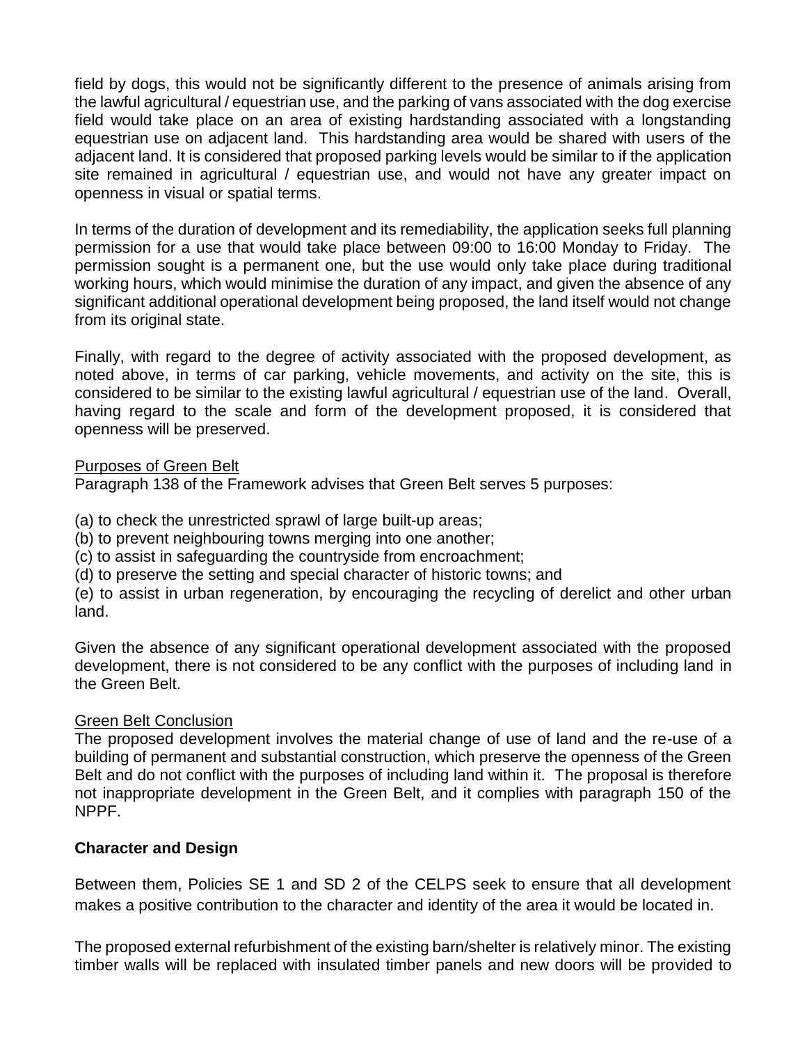field by dogs, this would not be significantly different to the presence of animals arising from the lawful agricultural / equestrian use, and the parking of vans associated with the dog exercise field would take place on an area of existing hardstanding associated with a longstanding equestrian use on adjacent land. This hardstanding area would be shared with users of the adjacent land. It is considered that proposed parking levels would be similar to if the application site remained in agricultural / equestrian use, and would not have any greater impact on openness in visual or spatial terms.

In terms of the duration of development and its remediability, the application seeks full planning permission for a use that would take place between 09:00 to 16:00 Monday to Friday. The permission sought is a permanent one, but the use would only take place during traditional working hours, which would minimise the duration of any impact, and given the absence of any significant additional operational development being proposed, the land itself would not change from its original state.

Finally, with regard to the degree of activity associated with the proposed development, as noted above, in terms of car parking, vehicle movements, and activity on the site, this is considered to be similar to the existing lawful agricultural / equestrian use of the land. Overall, having regard to the scale and form of the development proposed, it is considered that openness will be preserved.

Purposes of Green Belt

Paragraph 138 of the Framework advises that Green Belt serves 5 purposes:

(a) to check the unrestricted sprawl of large built-up areas;
(b) to prevent neighbouring towns merging into one another;
(c) to assist in safeguarding the countryside from encroachment;
(d) to preserve the setting and special character of historic towns; and
(e) to assist in urban regeneration, by encouraging the recycling of derelict and other urban land.

Given the absence of any significant operational development associated with the proposed development, there is not considered to be any conflict with the purposes of including land in the Green Belt.

Green Belt Conclusion

The proposed development involves the material change of use of land and the re-use of a building of permanent and substantial construction, which preserve the openness of the Green Belt and do not conflict with the purposes of including land within it. The proposal is therefore not inappropriate development in the Green Belt, and it complies with paragraph 150 of the NPPF.

**Character and Design**

Between them, Policies SE 1 and SD 2 of the CELPS seek to ensure that all development makes a positive contribution to the character and identity of the area it would be located in.

The proposed external refurbishment of the existing barn/shelter is relatively minor. The existing timber walls will be replaced with insulated timber panels and new doors will be provided to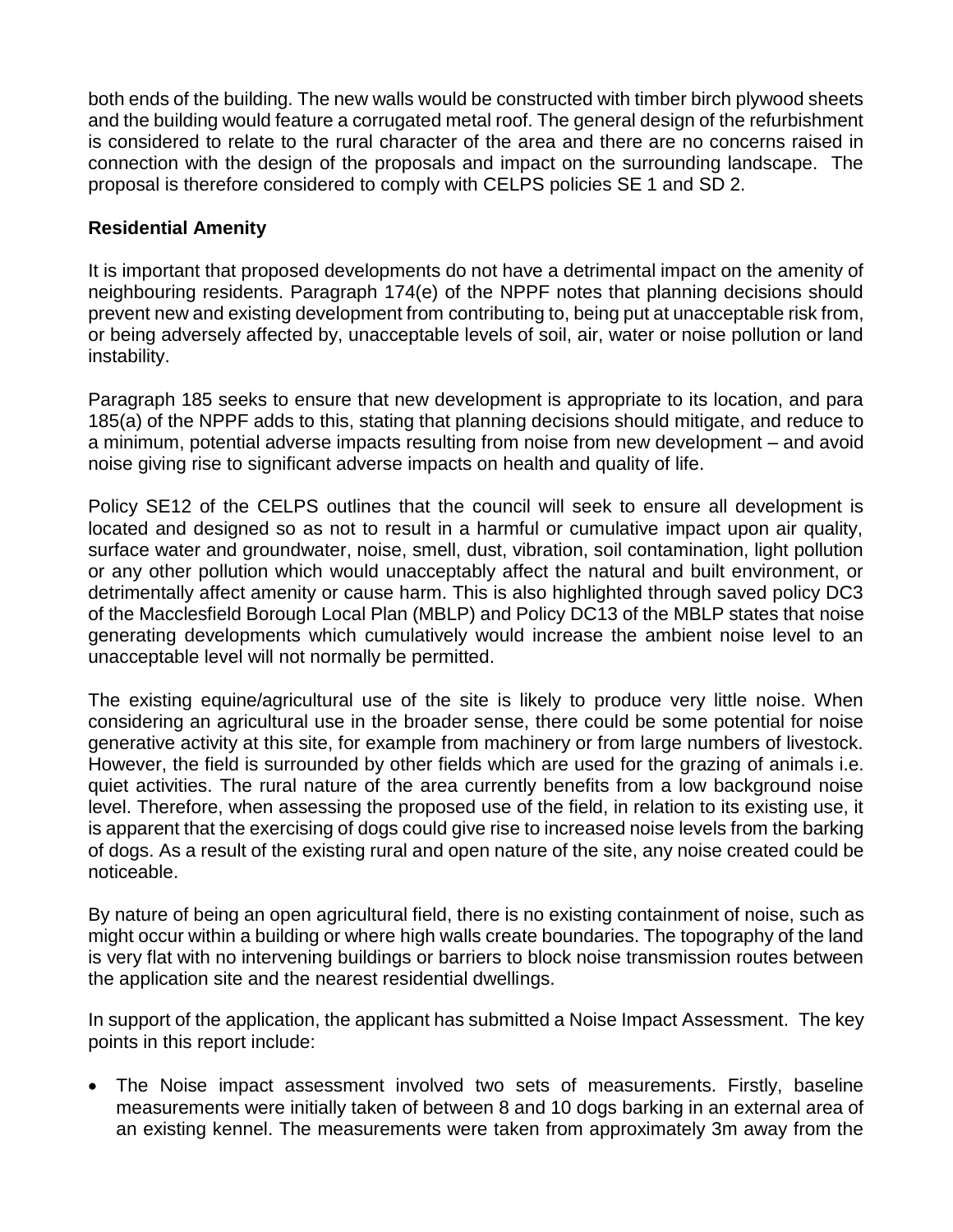both ends of the building. The new walls would be constructed with timber birch plywood sheets and the building would feature a corrugated metal roof. The general design of the refurbishment is considered to relate to the rural character of the area and there are no concerns raised in connection with the design of the proposals and impact on the surrounding landscape. The proposal is therefore considered to comply with CELPS policies SE 1 and SD 2.

**Residential Amenity**

It is important that proposed developments do not have a detrimental impact on the amenity of neighbouring residents. Paragraph 174(e) of the NPPF notes that planning decisions should prevent new and existing development from contributing to, being put at unacceptable risk from, or being adversely affected by, unacceptable levels of soil, air, water or noise pollution or land instability.

Paragraph 185 seeks to ensure that new development is appropriate to its location, and para 185(a) of the NPPF adds to this, stating that planning decisions should mitigate, and reduce to a minimum, potential adverse impacts resulting from noise from new development – and avoid noise giving rise to significant adverse impacts on health and quality of life.

Policy SE12 of the CELPS outlines that the council will seek to ensure all development is located and designed so as not to result in a harmful or cumulative impact upon air quality, surface water and groundwater, noise, smell, dust, vibration, soil contamination, light pollution or any other pollution which would unacceptably affect the natural and built environment, or detrimentally affect amenity or cause harm. This is also highlighted through saved policy DC3 of the Macclesfield Borough Local Plan (MBLP) and Policy DC13 of the MBLP states that noise generating developments which cumulatively would increase the ambient noise level to an unacceptable level will not normally be permitted.

The existing equine/agricultural use of the site is likely to produce very little noise. When considering an agricultural use in the broader sense, there could be some potential for noise generative activity at this site, for example from machinery or from large numbers of livestock. However, the field is surrounded by other fields which are used for the grazing of animals i.e. quiet activities. The rural nature of the area currently benefits from a low background noise level. Therefore, when assessing the proposed use of the field, in relation to its existing use, it is apparent that the exercising of dogs could give rise to increased noise levels from the barking of dogs. As a result of the existing rural and open nature of the site, any noise created could be noticeable.

By nature of being an open agricultural field, there is no existing containment of noise, such as might occur within a building or where high walls create boundaries. The topography of the land is very flat with no intervening buildings or barriers to block noise transmission routes between the application site and the nearest residential dwellings.

In support of the application, the applicant has submitted a Noise Impact Assessment. The key points in this report include:

- The Noise impact assessment involved two sets of measurements. Firstly, baseline measurements were initially taken of between 8 and 10 dogs barking in an external area of an existing kennel. The measurements were taken from approximately 3m away from the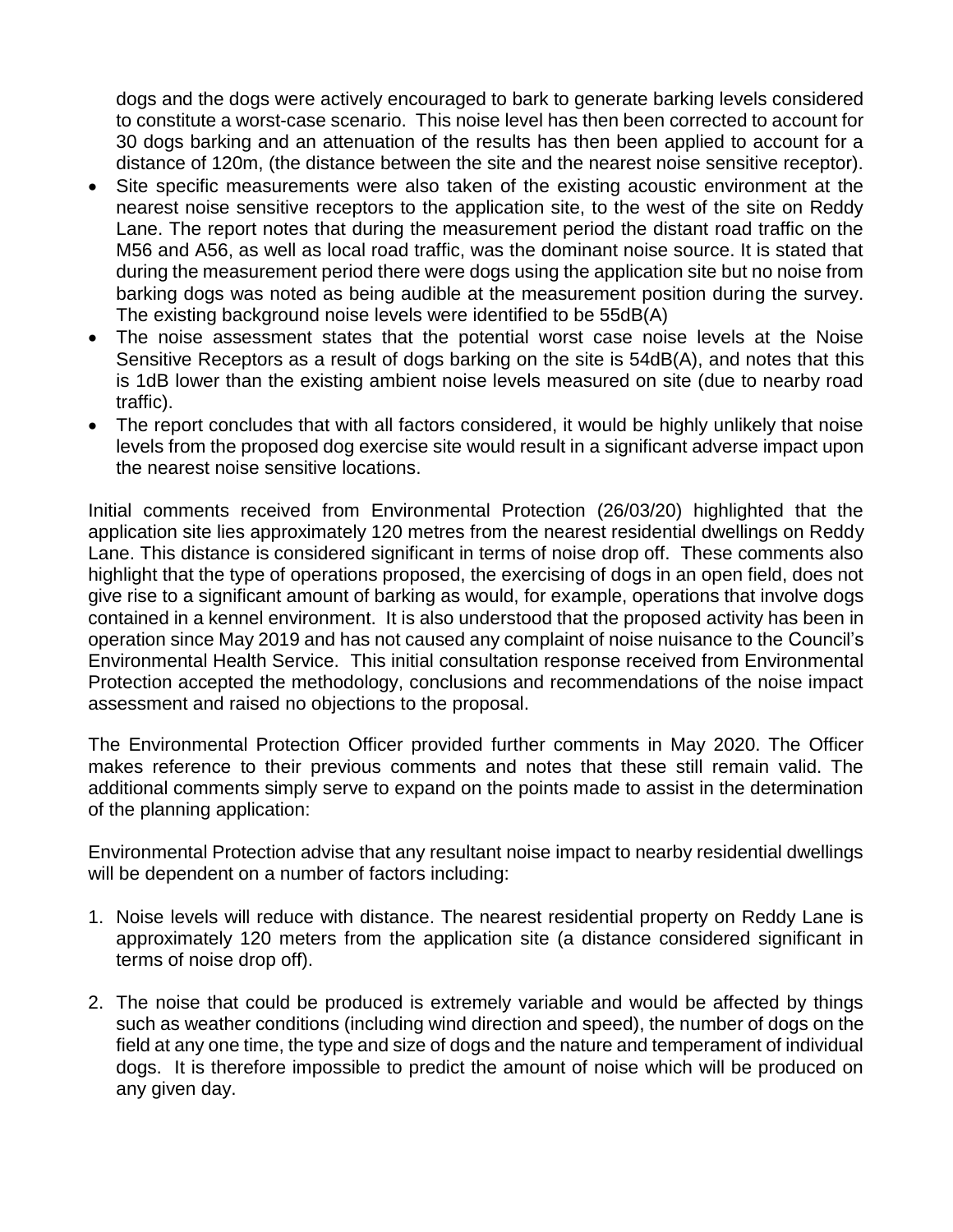dogs and the dogs were actively encouraged to bark to generate barking levels considered to constitute a worst-case scenario. This noise level has then been corrected to account for 30 dogs barking and an attenuation of the results has then been applied to account for a distance of 120m, (the distance between the site and the nearest noise sensitive receptor).

- Site specific measurements were also taken of the existing acoustic environment at the nearest noise sensitive receptors to the application site, to the west of the site on Reddy Lane. The report notes that during the measurement period the distant road traffic on the M56 and A56, as well as local road traffic, was the dominant noise source. It is stated that during the measurement period there were dogs using the application site but no noise from barking dogs was noted as being audible at the measurement position during the survey. The existing background noise levels were identified to be 55dB(A)
- The noise assessment states that the potential worst case noise levels at the Noise Sensitive Receptors as a result of dogs barking on the site is 54dB(A), and notes that this is 1dB lower than the existing ambient noise levels measured on site (due to nearby road traffic).
- The report concludes that with all factors considered, it would be highly unlikely that noise levels from the proposed dog exercise site would result in a significant adverse impact upon the nearest noise sensitive locations.

Initial comments received from Environmental Protection (26/03/20) highlighted that the application site lies approximately 120 metres from the nearest residential dwellings on Reddy Lane. This distance is considered significant in terms of noise drop off. These comments also highlight that the type of operations proposed, the exercising of dogs in an open field, does not give rise to a significant amount of barking as would, for example, operations that involve dogs contained in a kennel environment. It is also understood that the proposed activity has been in operation since May 2019 and has not caused any complaint of noise nuisance to the Council's Environmental Health Service. This initial consultation response received from Environmental Protection accepted the methodology, conclusions and recommendations of the noise impact assessment and raised no objections to the proposal.

The Environmental Protection Officer provided further comments in May 2020. The Officer makes reference to their previous comments and notes that these still remain valid. The additional comments simply serve to expand on the points made to assist in the determination of the planning application:

Environmental Protection advise that any resultant noise impact to nearby residential dwellings will be dependent on a number of factors including:

1. Noise levels will reduce with distance. The nearest residential property on Reddy Lane is approximately 120 meters from the application site (a distance considered significant in terms of noise drop off).
2. The noise that could be produced is extremely variable and would be affected by things such as weather conditions (including wind direction and speed), the number of dogs on the field at any one time, the type and size of dogs and the nature and temperament of individual dogs. It is therefore impossible to predict the amount of noise which will be produced on any given day.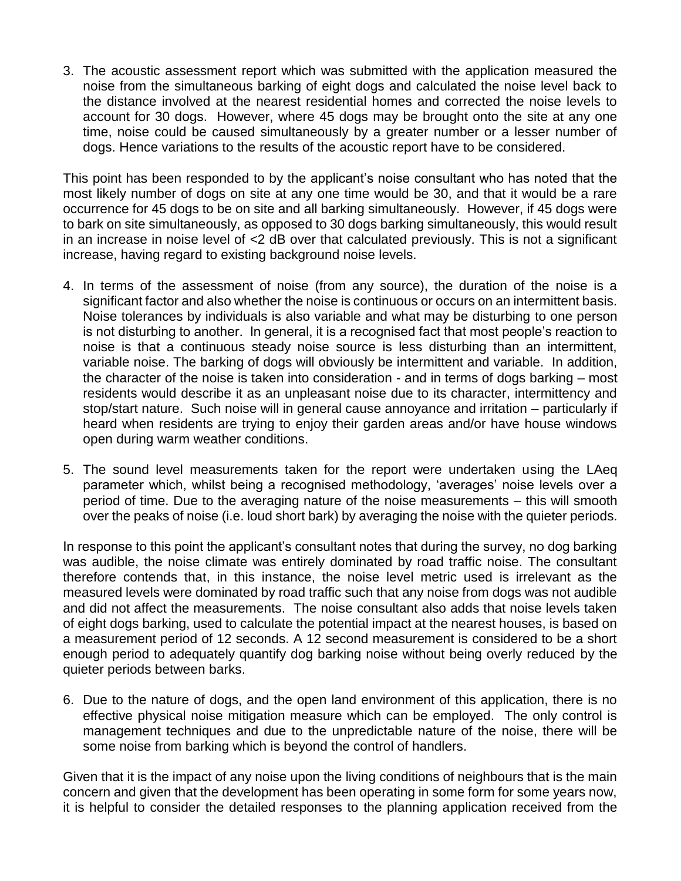3. The acoustic assessment report which was submitted with the application measured the noise from the simultaneous barking of eight dogs and calculated the noise level back to the distance involved at the nearest residential homes and corrected the noise levels to account for 30 dogs. However, where 45 dogs may be brought onto the site at any one time, noise could be caused simultaneously by a greater number or a lesser number of dogs. Hence variations to the results of the acoustic report have to be considered.

This point has been responded to by the applicant's noise consultant who has noted that the most likely number of dogs on site at any one time would be 30, and that it would be a rare occurrence for 45 dogs to be on site and all barking simultaneously. However, if 45 dogs were to bark on site simultaneously, as opposed to 30 dogs barking simultaneously, this would result in an increase in noise level of <2 dB over that calculated previously. This is not a significant increase, having regard to existing background noise levels.

4. In terms of the assessment of noise (from any source), the duration of the noise is a significant factor and also whether the noise is continuous or occurs on an intermittent basis. Noise tolerances by individuals is also variable and what may be disturbing to one person is not disturbing to another. In general, it is a recognised fact that most people's reaction to noise is that a continuous steady noise source is less disturbing than an intermittent, variable noise. The barking of dogs will obviously be intermittent and variable. In addition, the character of the noise is taken into consideration - and in terms of dogs barking – most residents would describe it as an unpleasant noise due to its character, intermittency and stop/start nature. Such noise will in general cause annoyance and irritation – particularly if heard when residents are trying to enjoy their garden areas and/or have house windows open during warm weather conditions.

5. The sound level measurements taken for the report were undertaken using the LAeq parameter which, whilst being a recognised methodology, 'averages' noise levels over a period of time. Due to the averaging nature of the noise measurements – this will smooth over the peaks of noise (i.e. loud short bark) by averaging the noise with the quieter periods.

In response to this point the applicant's consultant notes that during the survey, no dog barking was audible, the noise climate was entirely dominated by road traffic noise. The consultant therefore contends that, in this instance, the noise level metric used is irrelevant as the measured levels were dominated by road traffic such that any noise from dogs was not audible and did not affect the measurements. The noise consultant also adds that noise levels taken of eight dogs barking, used to calculate the potential impact at the nearest houses, is based on a measurement period of 12 seconds. A 12 second measurement is considered to be a short enough period to adequately quantify dog barking noise without being overly reduced by the quieter periods between barks.

6. Due to the nature of dogs, and the open land environment of this application, there is no effective physical noise mitigation measure which can be employed. The only control is management techniques and due to the unpredictable nature of the noise, there will be some noise from barking which is beyond the control of handlers.

Given that it is the impact of any noise upon the living conditions of neighbours that is the main concern and given that the development has been operating in some form for some years now, it is helpful to consider the detailed responses to the planning application received from the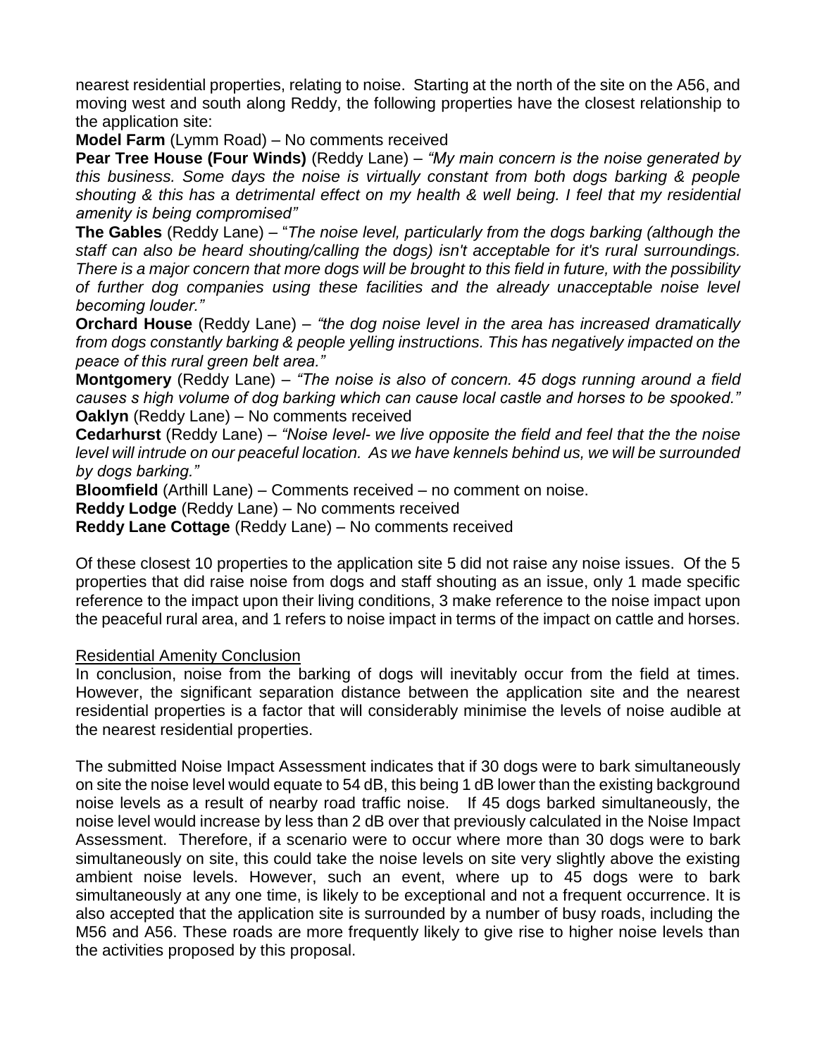nearest residential properties, relating to noise. Starting at the north of the site on the A56, and moving west and south along Reddy, the following properties have the closest relationship to the application site:

**Model Farm** (Lymm Road) – No comments received

**Pear Tree House (Four Winds)** (Reddy Lane) – *"My main concern is the noise generated by this business. Some days the noise is virtually constant from both dogs barking & people shouting & this has a detrimental effect on my health & well being. I feel that my residential amenity is being compromised"*

**The Gables** (Reddy Lane) – "*The noise level, particularly from the dogs barking (although the staff can also be heard shouting/calling the dogs) isn't acceptable for it's rural surroundings. There is a major concern that more dogs will be brought to this field in future, with the possibility of further dog companies using these facilities and the already unacceptable noise level becoming louder."*

**Orchard House** (Reddy Lane) – *"the dog noise level in the area has increased dramatically from dogs constantly barking & people yelling instructions. This has negatively impacted on the peace of this rural green belt area."*

**Montgomery** (Reddy Lane) – *"The noise is also of concern. 45 dogs running around a field causes s high volume of dog barking which can cause local castle and horses to be spooked."*

**Oaklyn** (Reddy Lane) – No comments received

**Cedarhurst** (Reddy Lane) – *"Noise level- we live opposite the field and feel that the the noise level will intrude on our peaceful location. As we have kennels behind us, we will be surrounded by dogs barking."*

**Bloomfield** (Arthill Lane) – Comments received – no comment on noise.

**Reddy Lodge** (Reddy Lane) – No comments received

**Reddy Lane Cottage** (Reddy Lane) – No comments received

Of these closest 10 properties to the application site 5 did not raise any noise issues. Of the 5 properties that did raise noise from dogs and staff shouting as an issue, only 1 made specific reference to the impact upon their living conditions, 3 make reference to the noise impact upon the peaceful rural area, and 1 refers to noise impact in terms of the impact on cattle and horses.

<u>Residential Amenity Conclusion</u>

In conclusion, noise from the barking of dogs will inevitably occur from the field at times. However, the significant separation distance between the application site and the nearest residential properties is a factor that will considerably minimise the levels of noise audible at the nearest residential properties.

The submitted Noise Impact Assessment indicates that if 30 dogs were to bark simultaneously on site the noise level would equate to 54 dB, this being 1 dB lower than the existing background noise levels as a result of nearby road traffic noise. If 45 dogs barked simultaneously, the noise level would increase by less than 2 dB over that previously calculated in the Noise Impact Assessment. Therefore, if a scenario were to occur where more than 30 dogs were to bark simultaneously on site, this could take the noise levels on site very slightly above the existing ambient noise levels. However, such an event, where up to 45 dogs were to bark simultaneously at any one time, is likely to be exceptional and not a frequent occurrence. It is also accepted that the application site is surrounded by a number of busy roads, including the M56 and A56. These roads are more frequently likely to give rise to higher noise levels than the activities proposed by this proposal.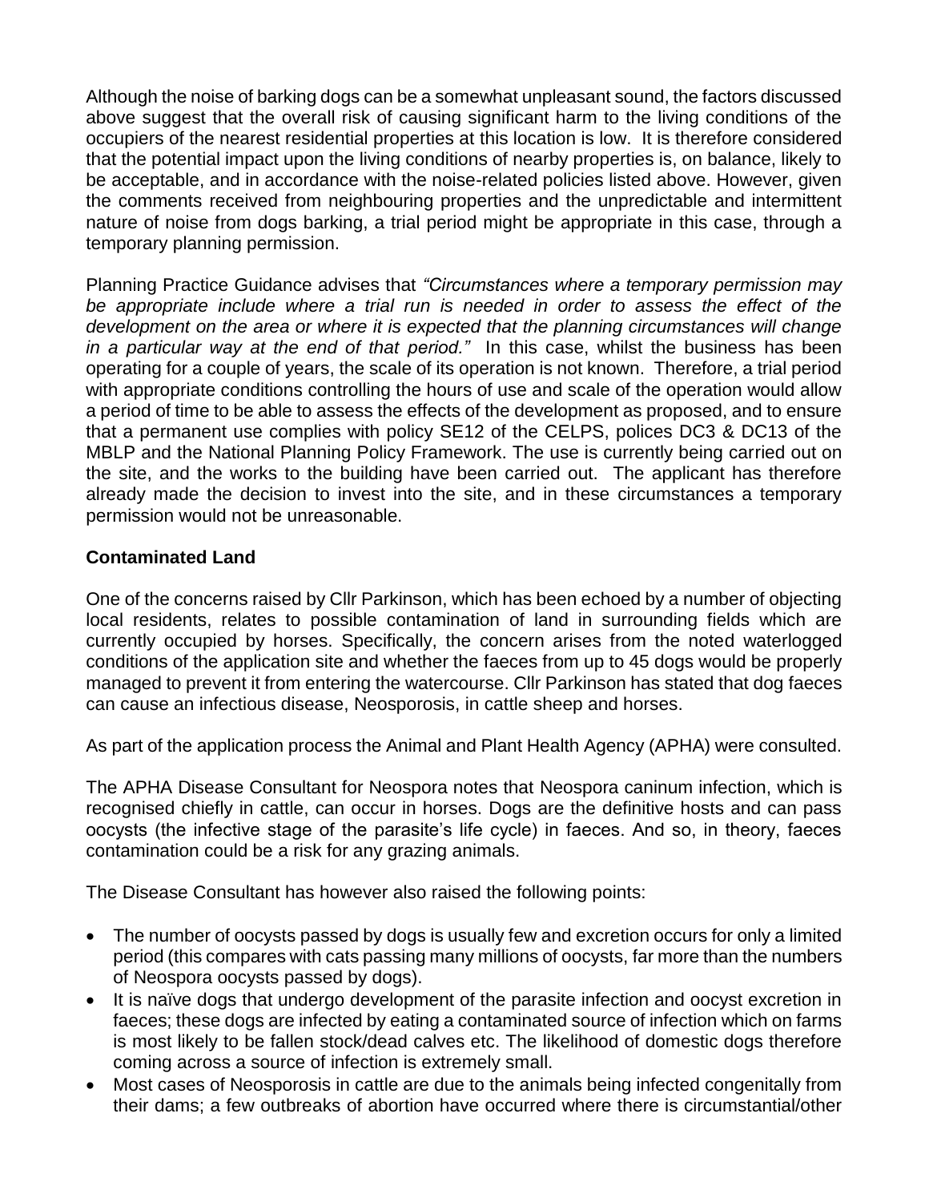Although the noise of barking dogs can be a somewhat unpleasant sound, the factors discussed above suggest that the overall risk of causing significant harm to the living conditions of the occupiers of the nearest residential properties at this location is low. It is therefore considered that the potential impact upon the living conditions of nearby properties is, on balance, likely to be acceptable, and in accordance with the noise-related policies listed above. However, given the comments received from neighbouring properties and the unpredictable and intermittent nature of noise from dogs barking, a trial period might be appropriate in this case, through a temporary planning permission.

Planning Practice Guidance advises that *"Circumstances where a temporary permission may be appropriate include where a trial run is needed in order to assess the effect of the development on the area or where it is expected that the planning circumstances will change in a particular way at the end of that period."* In this case, whilst the business has been operating for a couple of years, the scale of its operation is not known. Therefore, a trial period with appropriate conditions controlling the hours of use and scale of the operation would allow a period of time to be able to assess the effects of the development as proposed, and to ensure that a permanent use complies with policy SE12 of the CELPS, polices DC3 & DC13 of the MBLP and the National Planning Policy Framework. The use is currently being carried out on the site, and the works to the building have been carried out. The applicant has therefore already made the decision to invest into the site, and in these circumstances a temporary permission would not be unreasonable.

**Contaminated Land**

One of the concerns raised by Cllr Parkinson, which has been echoed by a number of objecting local residents, relates to possible contamination of land in surrounding fields which are currently occupied by horses. Specifically, the concern arises from the noted waterlogged conditions of the application site and whether the faeces from up to 45 dogs would be properly managed to prevent it from entering the watercourse. Cllr Parkinson has stated that dog faeces can cause an infectious disease, Neosporosis, in cattle sheep and horses.

As part of the application process the Animal and Plant Health Agency (APHA) were consulted.

The APHA Disease Consultant for Neospora notes that Neospora caninum infection, which is recognised chiefly in cattle, can occur in horses. Dogs are the definitive hosts and can pass oocysts (the infective stage of the parasite's life cycle) in faeces. And so, in theory, faeces contamination could be a risk for any grazing animals.

The Disease Consultant has however also raised the following points:

- The number of oocysts passed by dogs is usually few and excretion occurs for only a limited period (this compares with cats passing many millions of oocysts, far more than the numbers of Neospora oocysts passed by dogs).
- It is naïve dogs that undergo development of the parasite infection and oocyst excretion in faeces; these dogs are infected by eating a contaminated source of infection which on farms is most likely to be fallen stock/dead calves etc. The likelihood of domestic dogs therefore coming across a source of infection is extremely small.
- Most cases of Neosporosis in cattle are due to the animals being infected congenitally from their dams; a few outbreaks of abortion have occurred where there is circumstantial/other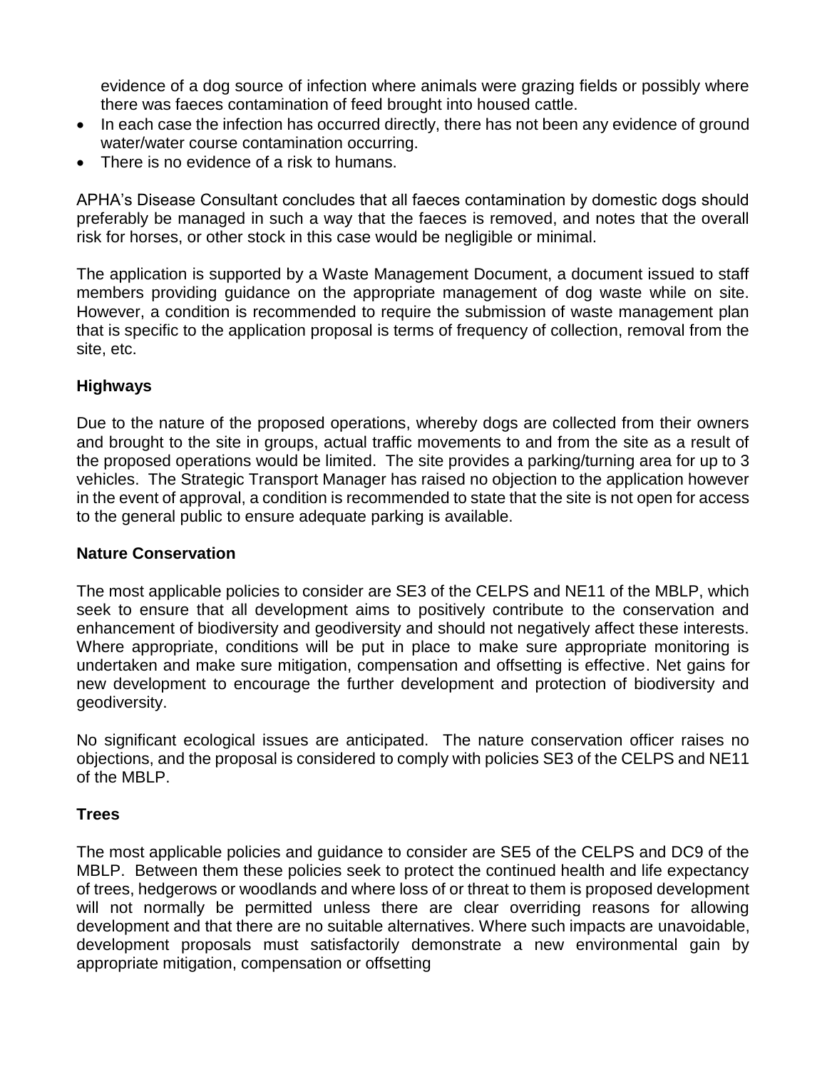evidence of a dog source of infection where animals were grazing fields or possibly where there was faeces contamination of feed brought into housed cattle.

- In each case the infection has occurred directly, there has not been any evidence of ground water/water course contamination occurring.
- There is no evidence of a risk to humans.

APHA's Disease Consultant concludes that all faeces contamination by domestic dogs should preferably be managed in such a way that the faeces is removed, and notes that the overall risk for horses, or other stock in this case would be negligible or minimal.

The application is supported by a Waste Management Document, a document issued to staff members providing guidance on the appropriate management of dog waste while on site. However, a condition is recommended to require the submission of waste management plan that is specific to the application proposal is terms of frequency of collection, removal from the site, etc.

**Highways**

Due to the nature of the proposed operations, whereby dogs are collected from their owners and brought to the site in groups, actual traffic movements to and from the site as a result of the proposed operations would be limited. The site provides a parking/turning area for up to 3 vehicles. The Strategic Transport Manager has raised no objection to the application however in the event of approval, a condition is recommended to state that the site is not open for access to the general public to ensure adequate parking is available.

**Nature Conservation**

The most applicable policies to consider are SE3 of the CELPS and NE11 of the MBLP, which seek to ensure that all development aims to positively contribute to the conservation and enhancement of biodiversity and geodiversity and should not negatively affect these interests. Where appropriate, conditions will be put in place to make sure appropriate monitoring is undertaken and make sure mitigation, compensation and offsetting is effective. Net gains for new development to encourage the further development and protection of biodiversity and geodiversity.

No significant ecological issues are anticipated. The nature conservation officer raises no objections, and the proposal is considered to comply with policies SE3 of the CELPS and NE11 of the MBLP.

**Trees**

The most applicable policies and guidance to consider are SE5 of the CELPS and DC9 of the MBLP. Between them these policies seek to protect the continued health and life expectancy of trees, hedgerows or woodlands and where loss of or threat to them is proposed development will not normally be permitted unless there are clear overriding reasons for allowing development and that there are no suitable alternatives. Where such impacts are unavoidable, development proposals must satisfactorily demonstrate a new environmental gain by appropriate mitigation, compensation or offsetting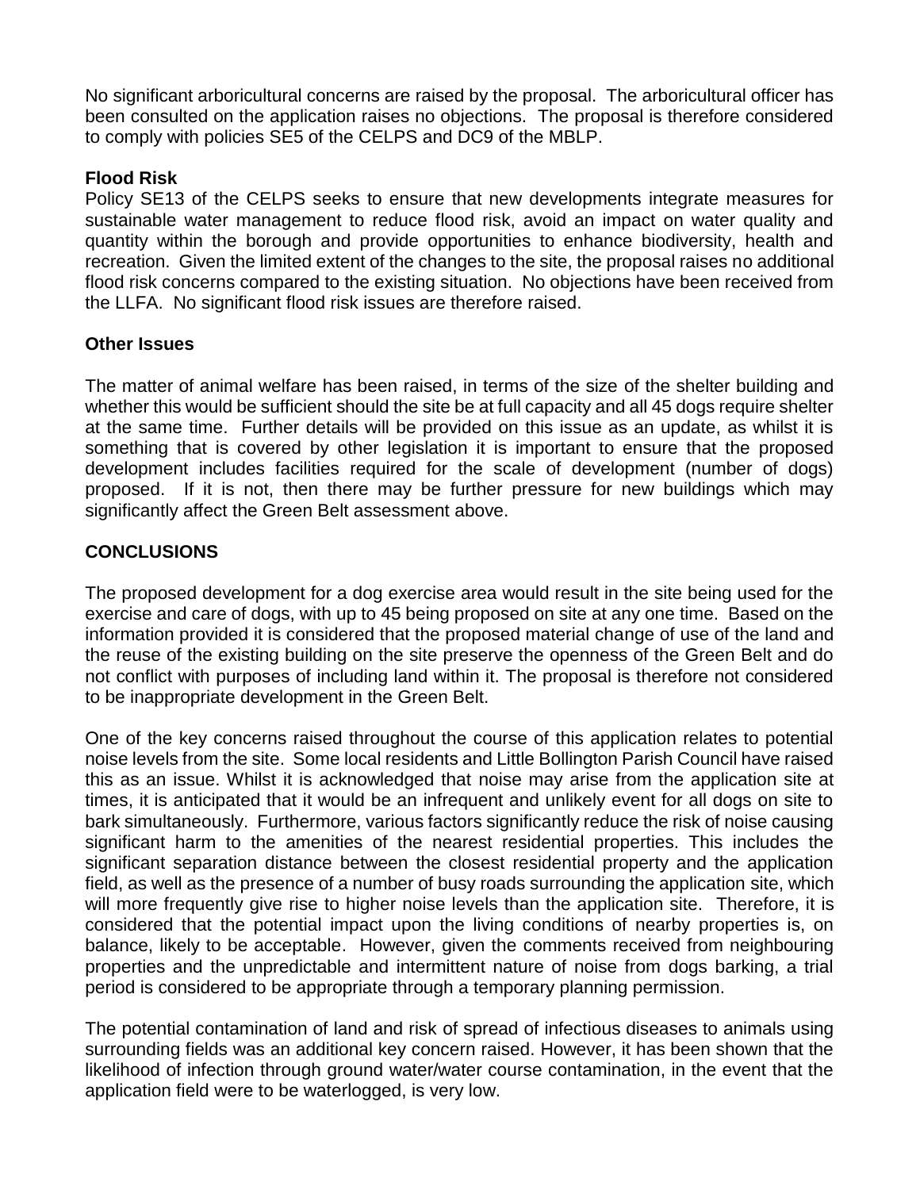No significant arboricultural concerns are raised by the proposal. The arboricultural officer has been consulted on the application raises no objections. The proposal is therefore considered to comply with policies SE5 of the CELPS and DC9 of the MBLP.

**Flood Risk**

Policy SE13 of the CELPS seeks to ensure that new developments integrate measures for sustainable water management to reduce flood risk, avoid an impact on water quality and quantity within the borough and provide opportunities to enhance biodiversity, health and recreation. Given the limited extent of the changes to the site, the proposal raises no additional flood risk concerns compared to the existing situation. No objections have been received from the LLFA. No significant flood risk issues are therefore raised.

**Other Issues**

The matter of animal welfare has been raised, in terms of the size of the shelter building and whether this would be sufficient should the site be at full capacity and all 45 dogs require shelter at the same time. Further details will be provided on this issue as an update, as whilst it is something that is covered by other legislation it is important to ensure that the proposed development includes facilities required for the scale of development (number of dogs) proposed. If it is not, then there may be further pressure for new buildings which may significantly affect the Green Belt assessment above.

**CONCLUSIONS**

The proposed development for a dog exercise area would result in the site being used for the exercise and care of dogs, with up to 45 being proposed on site at any one time. Based on the information provided it is considered that the proposed material change of use of the land and the reuse of the existing building on the site preserve the openness of the Green Belt and do not conflict with purposes of including land within it. The proposal is therefore not considered to be inappropriate development in the Green Belt.

One of the key concerns raised throughout the course of this application relates to potential noise levels from the site. Some local residents and Little Bollington Parish Council have raised this as an issue. Whilst it is acknowledged that noise may arise from the application site at times, it is anticipated that it would be an infrequent and unlikely event for all dogs on site to bark simultaneously. Furthermore, various factors significantly reduce the risk of noise causing significant harm to the amenities of the nearest residential properties. This includes the significant separation distance between the closest residential property and the application field, as well as the presence of a number of busy roads surrounding the application site, which will more frequently give rise to higher noise levels than the application site. Therefore, it is considered that the potential impact upon the living conditions of nearby properties is, on balance, likely to be acceptable. However, given the comments received from neighbouring properties and the unpredictable and intermittent nature of noise from dogs barking, a trial period is considered to be appropriate through a temporary planning permission.

The potential contamination of land and risk of spread of infectious diseases to animals using surrounding fields was an additional key concern raised. However, it has been shown that the likelihood of infection through ground water/water course contamination, in the event that the application field were to be waterlogged, is very low.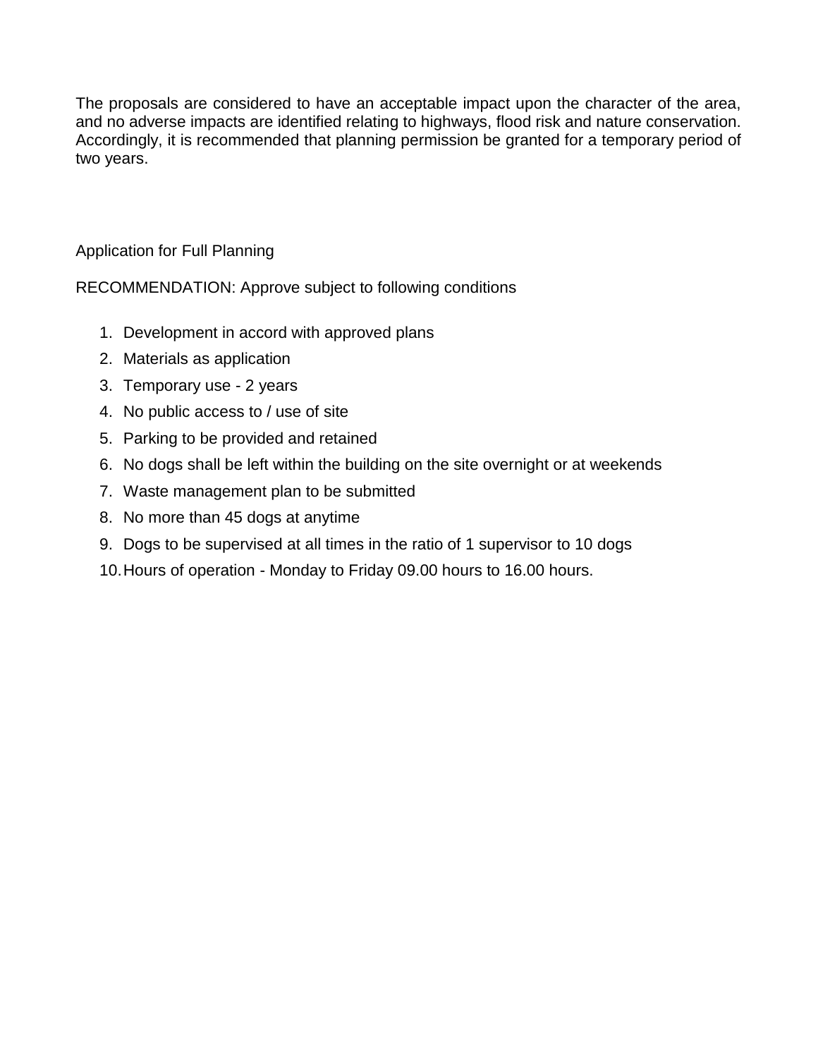The proposals are considered to have an acceptable impact upon the character of the area, and no adverse impacts are identified relating to highways, flood risk and nature conservation. Accordingly, it is recommended that planning permission be granted for a temporary period of two years.

Application for Full Planning

RECOMMENDATION: Approve subject to following conditions

1. Development in accord with approved plans
2. Materials as application
3. Temporary use - 2 years
4. No public access to / use of site
5. Parking to be provided and retained
6. No dogs shall be left within the building on the site overnight or at weekends
7. Waste management plan to be submitted
8. No more than 45 dogs at anytime
9. Dogs to be supervised at all times in the ratio of 1 supervisor to 10 dogs
10. Hours of operation - Monday to Friday 09.00 hours to 16.00 hours.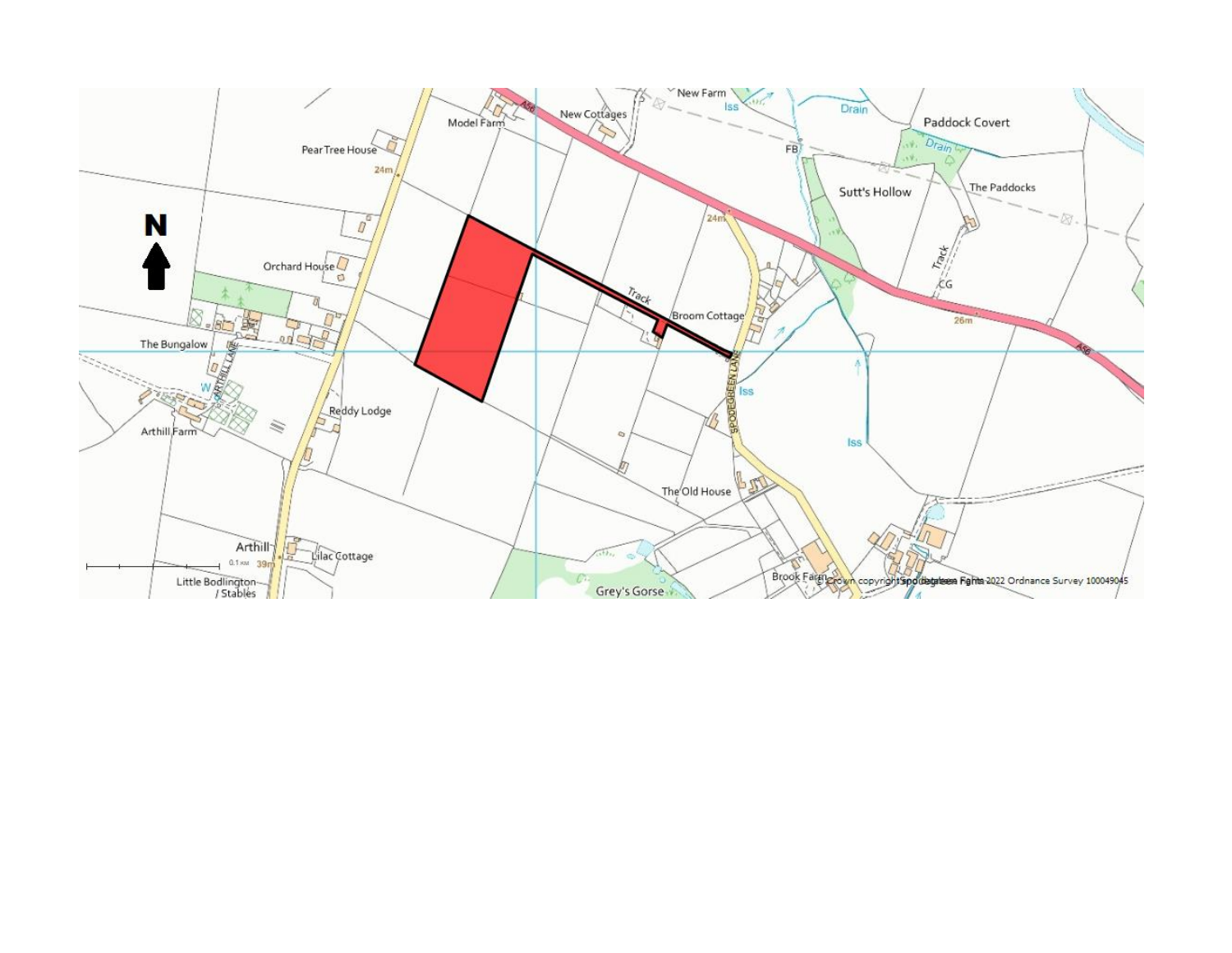N

Model Farm

New Farm

New Cottages

A56

Iss

Drain

Paddock Covert

Pear Tree House

24m

FB

Drain

Sutt's Hollow

The Paddocks

24m

Track

Orchard House

Track

Broom Cottage

CG

26m

The Bungalow

ARTHILL LANE

A56

W

Iss

SPODEGREEN LANE

Reddy Lodge

Arthill Farm

Iss

The Old House

Arthill

39m

Lilac Cottage

0.1 KM

Little Bodlington / Stables

Brook Farm

Grey's Gorse

© Crown copyright and database rights 2022 Ordnance Survey 100049045

Spodegreen Farm